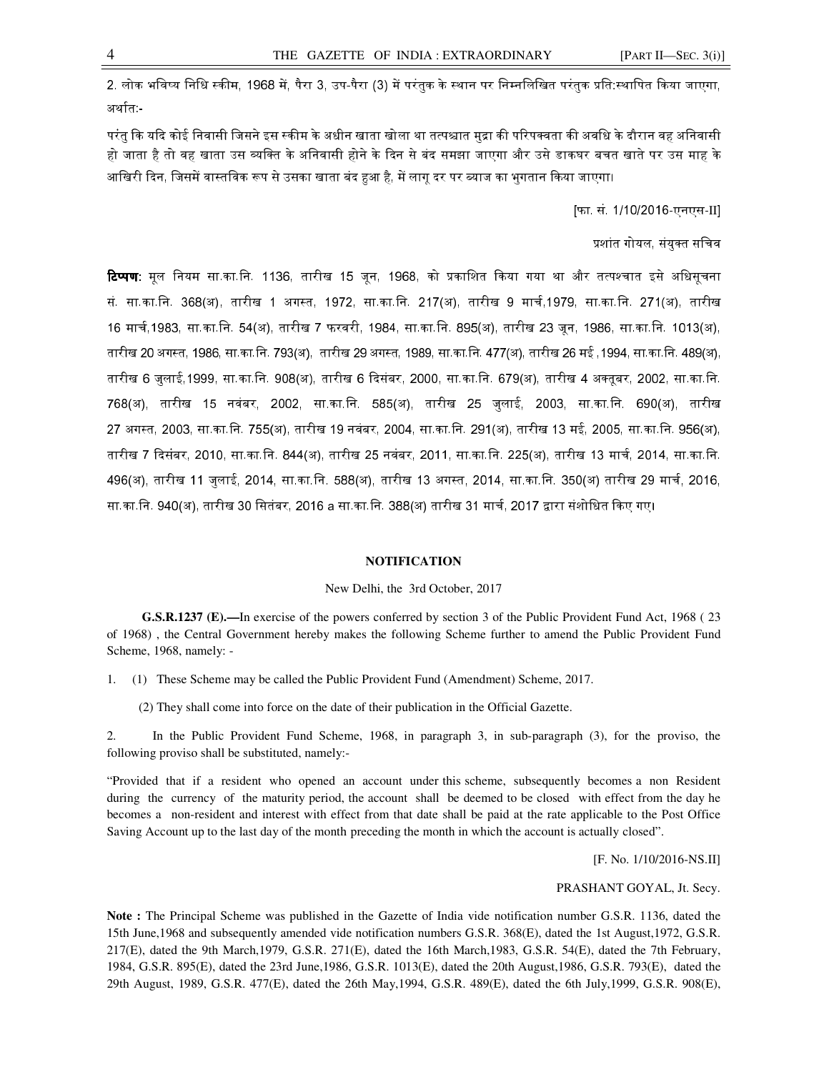2. लोक भविष्य निधि स्कीम, 1968 में, पैरा 3, उप-पैरा (3) में परंतुक के स्थान पर निम्नलिखित परंतुक प्रति:स्थापित किया जाएगा, अर्थात:-

परंतु कि यदि कोई निवासी जिसने इस स्कीम के अधीन खाता खोला था तत्पश्चात मुद्रा की परिपक्वता की अवधि के दौरान वह अनिवासी हो जाता है तो वह खाता उस व्यक्ति के अनिवासी होने के दिन से बंद समझा जाएगा और उसे डाकघर बचत खाते पर उस माह के आखिरी दिन, जिसमें वास्तविक रूप से उसका खाता बंद हुआ है, में लागू दर पर ब्याज का भुगतान किया जाएगा।

[फा. सं. 1/10/2016-एनएस-II]

प्रशांत गोयल, संयुक्त सचिव

**टिप्पण:** मूल नियम सा.का.नि. 1136, तारीख 15 जून, 1968, को प्रकाशित किया गया था और तत्पश्चात इसे अधिसूचना सं. सा.का.नि. 368(अ), तारीख 1 अगस्त, 1972, सा.का.नि. 217(अ), तारीख 9 मार्च,1979, सा.का.नि. 271(अ), तारीख 16 मार्च,1983, सा.का.नि. 54(अ), तारीख 7 फरवरी, 1984, सा.का.नि. 895(अ), तारीख 23 जून, 1986, सा.का.नि. 1013(अ), तारीख 20 अगस्त, 1986, सा.का.नि. 793(अ), तारीख 29 अगस्त, 1989, सा.का.नि. 477(अ), तारीख 26 मई ,1994, सा.का.नि. 489(अ), तारीख 6 जुलाई,1999, सा.का.नि. 908(अ), तारीख 6 दिसंबर, 2000, सा.का.नि. 679(अ), तारीख 4 अक्तूबर, 2002, सा.का.नि. 768(अ), तारीख 15 नवंबर, 2002, सा.का.नि. 585(अ), तारीख 25 जुलाई, 2003, सा.का.नि. 690(अ), तारीख 27 अगस्त, 2003, सा.का.नि. 755(अ), तारीख 19 नवंबर, 2004, सा.का.नि. 291(अ), तारीख 13 मई, 2005, सा.का.नि. 956(अ), तारीख 7 दिसंबर, 2010, सा.का.नि. 844(अ), तारीख 25 नवंबर, 2011, सा.का.नि. 225(अ), तारीख 13 मार्च, 2014, सा.का.नि. 496(अ), तारीख 11 जुलाई, 2014, सा.का.नि. 588(अ), तारीख 13 अगस्त, 2014, सा.का.नि. 350(अ) तारीख 29 मार्च, 2016, सा.का.नि. 940(अ), तारीख 30 सितंबर, 2016 a सा.का.नि. 388(अ) तारीख 31 मार्च, 2017 द्वारा संशोधित किए गए।

## NOTIFICATION

New Delhi, the 3rd October, 2017

**G.S.R.1237 (E).—**In exercise of the powers conferred by section 3 of the Public Provident Fund Act, 1968 ( 23 of 1968) , the Central Government hereby makes the following Scheme further to amend the Public Provident Fund Scheme, 1968, namely: -

1. (1) These Scheme may be called the Public Provident Fund (Amendment) Scheme, 2017.

   (2) They shall come into force on the date of their publication in the Official Gazette.

2. In the Public Provident Fund Scheme, 1968, in paragraph 3, in sub-paragraph (3), for the proviso, the following proviso shall be substituted, namely:-

"Provided that if a resident who opened an account under this scheme, subsequently becomes a non Resident during the currency of the maturity period, the account shall be deemed to be closed with effect from the day he becomes a non-resident and interest with effect from that date shall be paid at the rate applicable to the Post Office Saving Account up to the last day of the month preceding the month in which the account is actually closed".

[F. No. 1/10/2016-NS.II]

PRASHANT GOYAL, Jt. Secy.

**Note :** The Principal Scheme was published in the Gazette of India vide notification number G.S.R. 1136, dated the 15th June,1968 and subsequently amended vide notification numbers G.S.R. 368(E), dated the 1st August,1972, G.S.R. 217(E), dated the 9th March,1979, G.S.R. 271(E), dated the 16th March,1983, G.S.R. 54(E), dated the 7th February, 1984, G.S.R. 895(E), dated the 23rd June,1986, G.S.R. 1013(E), dated the 20th August,1986, G.S.R. 793(E), dated the 29th August, 1989, G.S.R. 477(E), dated the 26th May,1994, G.S.R. 489(E), dated the 6th July,1999, G.S.R. 908(E),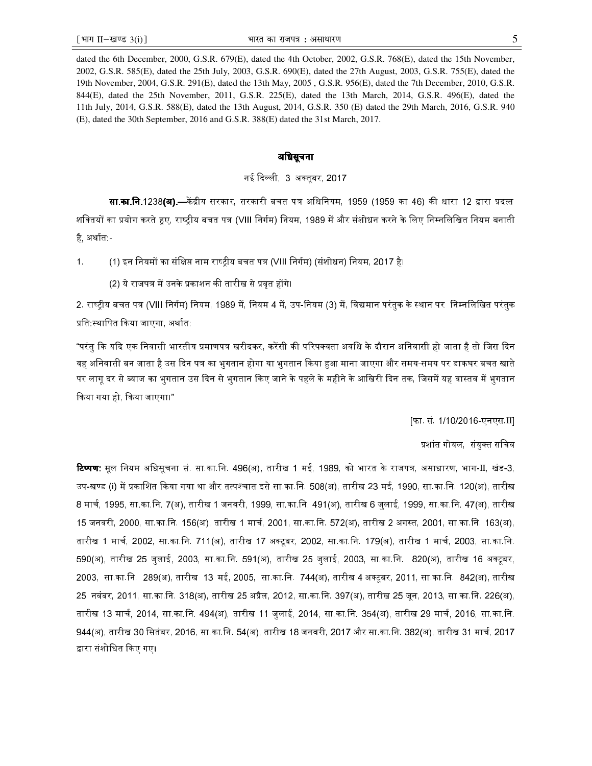dated the 6th December, 2000, G.S.R. 679(E), dated the 4th October, 2002, G.S.R. 768(E), dated the 15th November, 2002, G.S.R. 585(E), dated the 25th July, 2003, G.S.R. 690(E), dated the 27th August, 2003, G.S.R. 755(E), dated the 19th November, 2004, G.S.R. 291(E), dated the 13th May, 2005 , G.S.R. 956(E), dated the 7th December, 2010, G.S.R. 844(E), dated the 25th November, 2011, G.S.R. 225(E), dated the 13th March, 2014, G.S.R. 496(E), dated the 11th July, 2014, G.S.R. 588(E), dated the 13th August, 2014, G.S.R. 350 (E) dated the 29th March, 2016, G.S.R. 940 (E), dated the 30th September, 2016 and G.S.R. 388(E) dated the 31st March, 2017.

## अधिसूचना

नई दिल्ली, 3 अक्तूबर, 2017

**सा.का.नि.**1238**(अ).—**केंद्रीय सरकार, सरकारी बचत पत्र अधिनियम, 1959 (1959 का 46) की धारा 12 द्वारा प्रदत्त शक्तियों का प्रयोग करते हुए, राष्ट्रीय बचत पत्र (VIII निर्गम) नियम, 1989 में और संशोधन करने के लिए निम्नलिखित नियम बनाती है, अर्थात:-

1. (1) इन नियमों का संक्षिप्त नाम राष्ट्रीय बचत पत्र (VIII निर्गम) (संशोधन) नियम, 2017 है।

   (2) ये राजपत्र में उनके प्रकाशन की तारीख से प्रवृत होंगे।

2. राष्ट्रीय बचत पत्र (VIII निर्गम) नियम, 1989 में, नियम 4 में, उप-नियम (3) में, विद्यमान परंतुक के स्थान पर निम्नलिखित परंतुक प्रति:स्थापित किया जाएगा, अर्थात:

"परंतु कि यदि एक निवासी भारतीय प्रमाणपत्र खरीदकर, करेंसी की परिपक्वता अवधि के दौरान अनिवासी हो जाता है तो जिस दिन वह अनिवासी बन जाता है उस दिन पत्र का भुगतान होगा या भुगतान किया हुआ माना जाएगा और समय-समय पर डाकघर बचत खाते पर लागू दर से ब्याज का भुगतान उस दिन से भुगतान किए जाने के पहले के महीने के आखिरी दिन तक, जिसमें यह वास्तव में भुगतान किया गया हो, किया जाएगा।"

[फा. सं. 1/10/2016-एनएस.II]

प्रशांत गोयल, संयुक्त सचिव

**टिप्पण:** मूल नियम अधिसूचना सं. सा.का.नि. 496(अ), तारीख 1 मई, 1989, को भारत के राजपत्र, असाधारण, भाग-II, खंड-3, उप-खण्ड (i) में प्रकाशित किया गया था और तत्पश्चात इसे सा.का.नि. 508(अ), तारीख 23 मई, 1990, सा.का.नि. 120(अ), तारीख 8 मार्च, 1995, सा.का.नि. 7(अ), तारीख 1 जनवरी, 1999, सा.का.नि. 491(अ), तारीख 6 जुलाई, 1999, सा.का.नि. 47(अ), तारीख 15 जनवरी, 2000, सा.का.नि. 156(अ), तारीख 1 मार्च, 2001, सा.का.नि. 572(अ), तारीख 2 अगस्त, 2001, सा.का.नि. 163(अ), तारीख 1 मार्च, 2002, सा.का.नि. 711(अ), तारीख 17 अक्टूबर, 2002, सा.का.नि. 179(अ), तारीख 1 मार्च, 2003, सा.का.नि. 590(अ), तारीख 25 जुलाई, 2003, सा.का.नि. 591(अ), तारीख 25 जुलाई, 2003, सा.का.नि. 820(अ), तारीख 16 अक्टूबर, 2003, सा.का.नि. 289(अ), तारीख 13 मई, 2005, सा.का.नि. 744(अ), तारीख 4 अक्टूबर, 2011, सा.का.नि. 842(अ), तारीख 25 नवंबर, 2011, सा.का.नि. 318(अ), तारीख 25 अप्रैल, 2012, सा.का.नि. 397(अ), तारीख 25 जून, 2013, सा.का.नि. 226(अ), तारीख 13 मार्च, 2014, सा.का.नि. 494(अ), तारीख 11 जुलाई, 2014, सा.का.नि. 354(अ), तारीख 29 मार्च, 2016, सा.का.नि. 944(अ), तारीख 30 सितंबर, 2016, सा.का.नि. 54(अ), तारीख 18 जनवरी, 2017 और सा.का.नि. 382(अ), तारीख 31 मार्च, 2017 द्वारा संशोधित किए गए।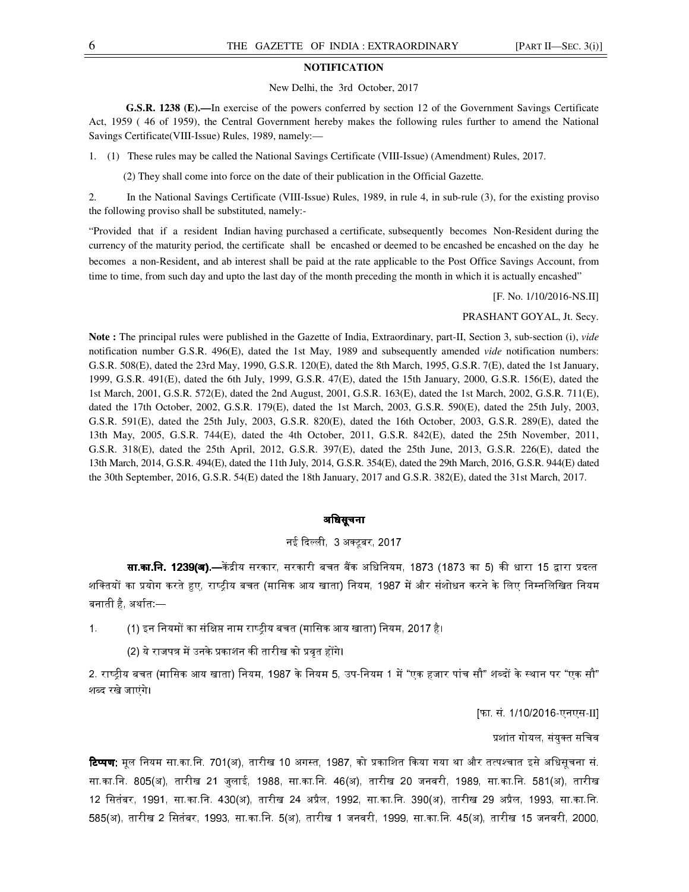## NOTIFICATION

New Delhi, the 3rd October, 2017

**G.S.R. 1238 (E).—**In exercise of the powers conferred by section 12 of the Government Savings Certificate Act, 1959 ( 46 of 1959), the Central Government hereby makes the following rules further to amend the National Savings Certificate(VIII-Issue) Rules, 1989, namely:—

1. (1) These rules may be called the National Savings Certificate (VIII-Issue) (Amendment) Rules, 2017.

(2) They shall come into force on the date of their publication in the Official Gazette.

2. In the National Savings Certificate (VIII-Issue) Rules, 1989, in rule 4, in sub-rule (3), for the existing proviso the following proviso shall be substituted, namely:-

"Provided that if a resident Indian having purchased a certificate, subsequently becomes Non-Resident during the currency of the maturity period, the certificate shall be encashed or deemed to be encashed be encashed on the day he becomes a non-Resident, and ab interest shall be paid at the rate applicable to the Post Office Savings Account, from time to time, from such day and upto the last day of the month preceding the month in which it is actually encashed"

[F. No. 1/10/2016-NS.II]

PRASHANT GOYAL, Jt. Secy.

**Note :** The principal rules were published in the Gazette of India, Extraordinary, part-II, Section 3, sub-section (i), *vide* notification number G.S.R. 496(E), dated the 1st May, 1989 and subsequently amended *vide* notification numbers: G.S.R. 508(E), dated the 23rd May, 1990, G.S.R. 120(E), dated the 8th March, 1995, G.S.R. 7(E), dated the 1st January, 1999, G.S.R. 491(E), dated the 6th July, 1999, G.S.R. 47(E), dated the 15th January, 2000, G.S.R. 156(E), dated the 1st March, 2001, G.S.R. 572(E), dated the 2nd August, 2001, G.S.R. 163(E), dated the 1st March, 2002, G.S.R. 711(E), dated the 17th October, 2002, G.S.R. 179(E), dated the 1st March, 2003, G.S.R. 590(E), dated the 25th July, 2003, G.S.R. 591(E), dated the 25th July, 2003, G.S.R. 820(E), dated the 16th October, 2003, G.S.R. 289(E), dated the 13th May, 2005, G.S.R. 744(E), dated the 4th October, 2011, G.S.R. 842(E), dated the 25th November, 2011, G.S.R. 318(E), dated the 25th April, 2012, G.S.R. 397(E), dated the 25th June, 2013, G.S.R. 226(E), dated the 13th March, 2014, G.S.R. 494(E), dated the 11th July, 2014, G.S.R. 354(E), dated the 29th March, 2016, G.S.R. 944(E) dated the 30th September, 2016, G.S.R. 54(E) dated the 18th January, 2017 and G.S.R. 382(E), dated the 31st March, 2017.

## अधिसूचना

नई दिल्ली, 3 अक्टूबर, 2017

**सा.का.नि. 1239(अ).—**केंद्रीय सरकार, सरकारी बचत बैंक अधिनियम, 1873 (1873 का 5) की धारा 15 द्वारा प्रदत्त शक्तियों का प्रयोग करते हुए, राष्ट्रीय बचत (मासिक आय खाता) नियम, 1987 में और संशोधन करने के लिए निम्नलिखित नियम बनाती है, अर्थात:—

1. (1) इन नियमों का संक्षिप्त नाम राष्ट्रीय बचत (मासिक आय खाता) नियम, 2017 है।

(2) ये राजपत्र में उनके प्रकाशन की तारीख को प्रवृत होंगे।

2. राष्ट्रीय बचत (मासिक आय खाता) नियम, 1987 के नियम 5, उप-नियम 1 में "एक हजार पांच सौ" शब्दों के स्थान पर "एक सौ" शब्द रखे जाएंगे।

[फा. सं. 1/10/2016-एनएस-II]

प्रशांत गोयल, संयुक्त सचिव

**टिप्पण:** मूल नियम सा.का.नि. 701(अ), तारीख 10 अगस्त, 1987, को प्रकाशित किया गया था और तत्पश्चात इसे अधिसूचना सं. सा.का.नि. 805(अ), तारीख 21 जुलाई, 1988, सा.का.नि. 46(अ), तारीख 20 जनवरी, 1989, सा.का.नि. 581(अ), तारीख 12 सितंबर, 1991, सा.का.नि. 430(अ), तारीख 24 अप्रैल, 1992, सा.का.नि. 390(अ), तारीख 29 अप्रैल, 1993, सा.का.नि. 585(अ), तारीख 2 सितंबर, 1993, सा.का.नि. 5(अ), तारीख 1 जनवरी, 1999, सा.का.नि. 45(अ), तारीख 15 जनवरी, 2000,